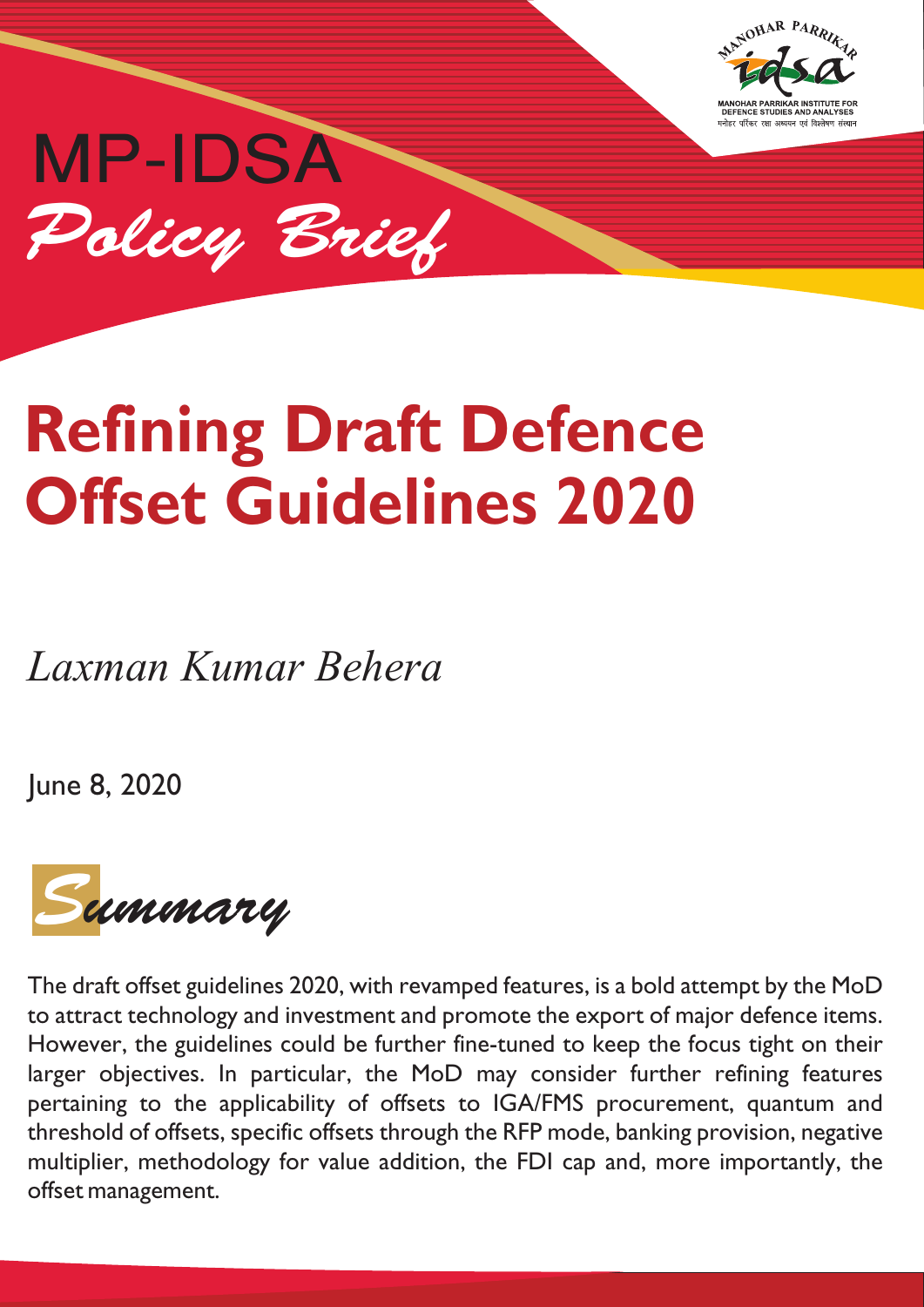MP-IDSA

*Policy Brief*

MANOHAR PARRIKAR INSTITUTE FOR DEFENCE STUDIES AND ANALYSES

मनोहर पर्रिकर रक्षा अध्ययन एवं विश्लेषण संस्थान

# Refining Draft Defence Offset Guidelines 2020

*Laxman Kumar Behera*

June 8, 2020

## *Summary*

The draft offset guidelines 2020, with revamped features, is a bold attempt by the MoD to attract technology and investment and promote the export of major defence items. However, the guidelines could be further fine-tuned to keep the focus tight on their larger objectives. In particular, the MoD may consider further refining features pertaining to the applicability of offsets to IGA/FMS procurement, quantum and threshold of offsets, specific offsets through the RFP mode, banking provision, negative multiplier, methodology for value addition, the FDI cap and, more importantly, the offset management.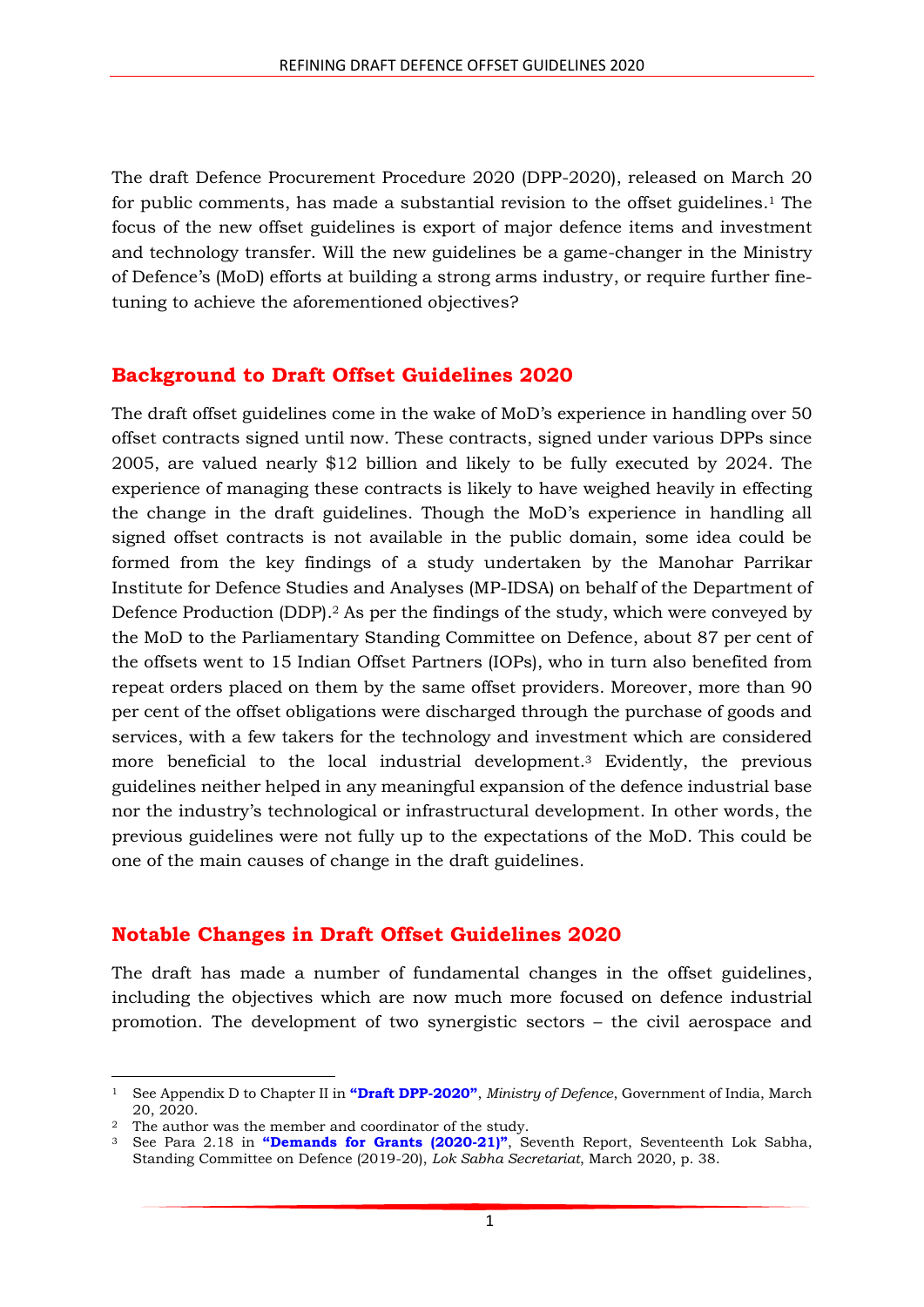The draft Defence Procurement Procedure 2020 (DPP-2020), released on March 20 for public comments, has made a substantial revision to the offset guidelines.[1] The focus of the new offset guidelines is export of major defence items and investment and technology transfer. Will the new guidelines be a game-changer in the Ministry of Defence's (MoD) efforts at building a strong arms industry, or require further fine-tuning to achieve the aforementioned objectives?

## Background to Draft Offset Guidelines 2020

The draft offset guidelines come in the wake of MoD's experience in handling over 50 offset contracts signed until now. These contracts, signed under various DPPs since 2005, are valued nearly $12 billion and likely to be fully executed by 2024. The experience of managing these contracts is likely to have weighed heavily in effecting the change in the draft guidelines. Though the MoD's experience in handling all signed offset contracts is not available in the public domain, some idea could be formed from the key findings of a study undertaken by the Manohar Parrikar Institute for Defence Studies and Analyses (MP-IDSA) on behalf of the Department of Defence Production (DDP).[2] As per the findings of the study, which were conveyed by the MoD to the Parliamentary Standing Committee on Defence, about 87 per cent of the offsets went to 15 Indian Offset Partners (IOPs), who in turn also benefited from repeat orders placed on them by the same offset providers. Moreover, more than 90 per cent of the offset obligations were discharged through the purchase of goods and services, with a few takers for the technology and investment which are considered more beneficial to the local industrial development.[3] Evidently, the previous guidelines neither helped in any meaningful expansion of the defence industrial base nor the industry's technological or infrastructural development. In other words, the previous guidelines were not fully up to the expectations of the MoD. This could be one of the main causes of change in the draft guidelines.

## Notable Changes in Draft Offset Guidelines 2020

The draft has made a number of fundamental changes in the offset guidelines, including the objectives which are now much more focused on defence industrial promotion. The development of two synergistic sectors – the civil aerospace and

---

[1] See Appendix D to Chapter II in **"Draft DPP-2020"**, *Ministry of Defence*, Government of India, March 20, 2020.

[2] The author was the member and coordinator of the study.

[3] See Para 2.18 in **"Demands for Grants (2020-21)"**, Seventh Report, Seventeenth Lok Sabha, Standing Committee on Defence (2019-20), *Lok Sabha Secretariat*, March 2020, p. 38.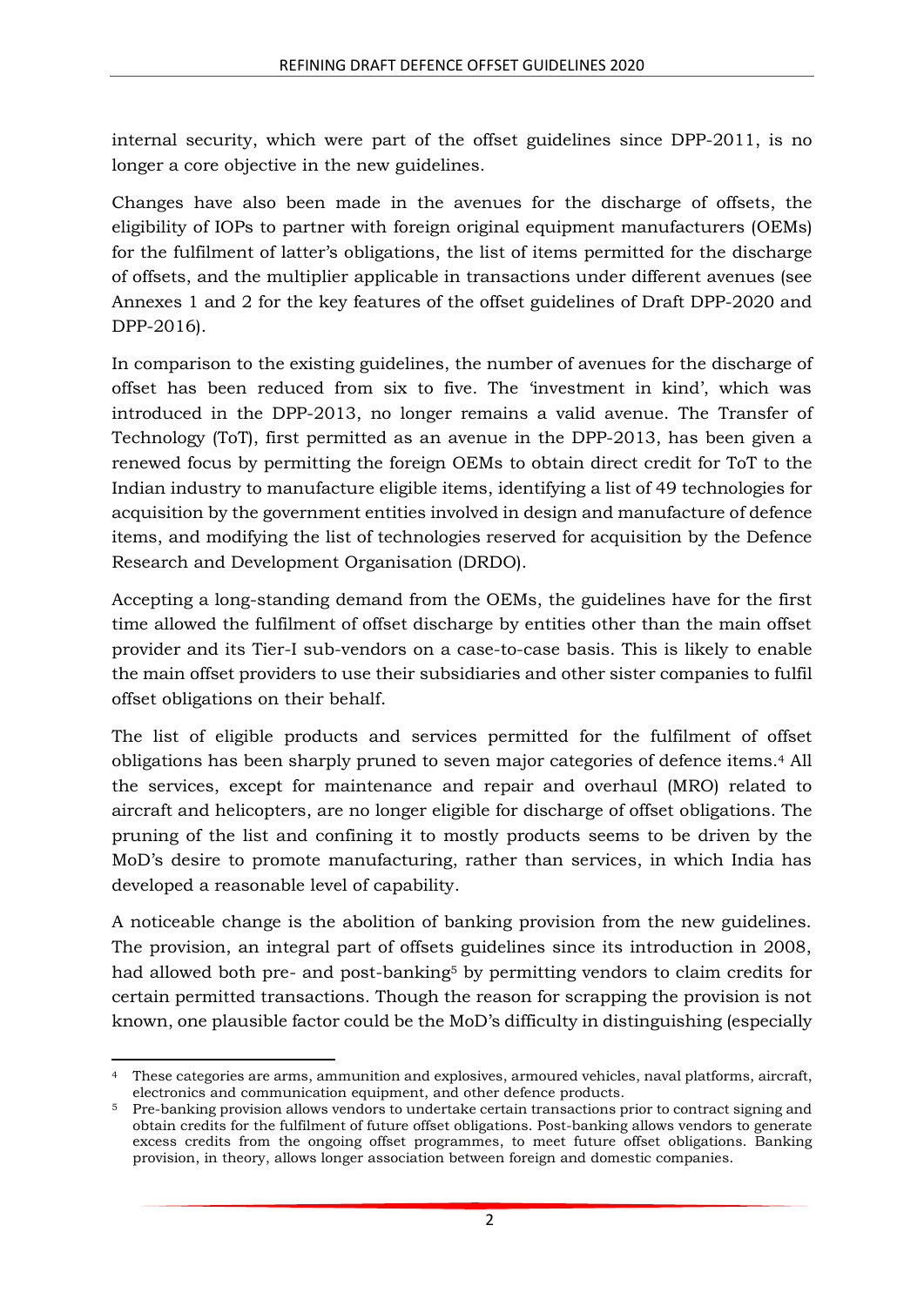internal security, which were part of the offset guidelines since DPP-2011, is no longer a core objective in the new guidelines.

Changes have also been made in the avenues for the discharge of offsets, the eligibility of IOPs to partner with foreign original equipment manufacturers (OEMs) for the fulfilment of latter's obligations, the list of items permitted for the discharge of offsets, and the multiplier applicable in transactions under different avenues (see Annexes 1 and 2 for the key features of the offset guidelines of Draft DPP-2020 and DPP-2016).

In comparison to the existing guidelines, the number of avenues for the discharge of offset has been reduced from six to five. The 'investment in kind', which was introduced in the DPP-2013, no longer remains a valid avenue. The Transfer of Technology (ToT), first permitted as an avenue in the DPP-2013, has been given a renewed focus by permitting the foreign OEMs to obtain direct credit for ToT to the Indian industry to manufacture eligible items, identifying a list of 49 technologies for acquisition by the government entities involved in design and manufacture of defence items, and modifying the list of technologies reserved for acquisition by the Defence Research and Development Organisation (DRDO).

Accepting a long-standing demand from the OEMs, the guidelines have for the first time allowed the fulfilment of offset discharge by entities other than the main offset provider and its Tier-I sub-vendors on a case-to-case basis. This is likely to enable the main offset providers to use their subsidiaries and other sister companies to fulfil offset obligations on their behalf.

The list of eligible products and services permitted for the fulfilment of offset obligations has been sharply pruned to seven major categories of defence items.[4] All the services, except for maintenance and repair and overhaul (MRO) related to aircraft and helicopters, are no longer eligible for discharge of offset obligations. The pruning of the list and confining it to mostly products seems to be driven by the MoD's desire to promote manufacturing, rather than services, in which India has developed a reasonable level of capability.

A noticeable change is the abolition of banking provision from the new guidelines. The provision, an integral part of offsets guidelines since its introduction in 2008, had allowed both pre- and post-banking[5] by permitting vendors to claim credits for certain permitted transactions. Though the reason for scrapping the provision is not known, one plausible factor could be the MoD's difficulty in distinguishing (especially

---

[4] These categories are arms, ammunition and explosives, armoured vehicles, naval platforms, aircraft, electronics and communication equipment, and other defence products.

[5] Pre-banking provision allows vendors to undertake certain transactions prior to contract signing and obtain credits for the fulfilment of future offset obligations. Post-banking allows vendors to generate excess credits from the ongoing offset programmes, to meet future offset obligations. Banking provision, in theory, allows longer association between foreign and domestic companies.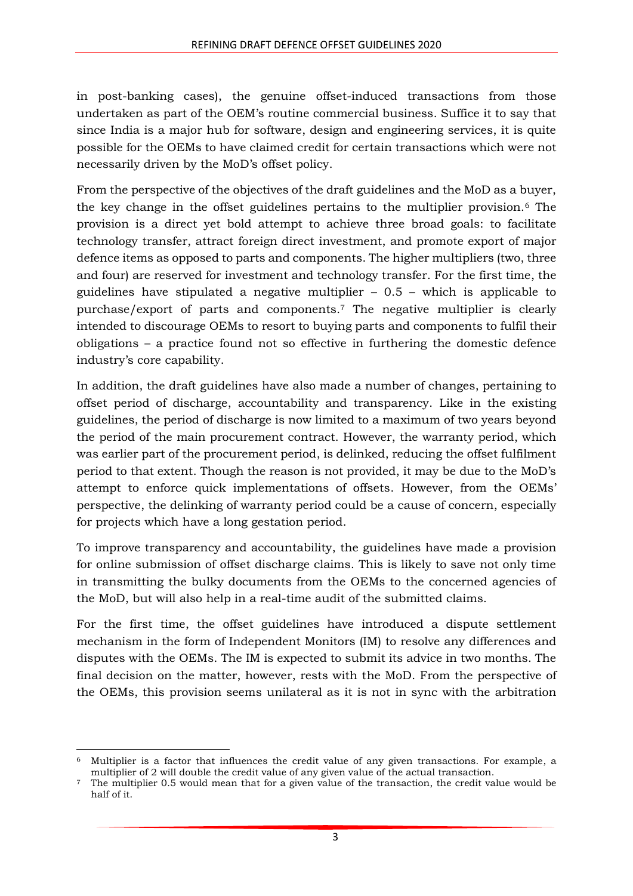in post-banking cases), the genuine offset-induced transactions from those undertaken as part of the OEM's routine commercial business. Suffice it to say that since India is a major hub for software, design and engineering services, it is quite possible for the OEMs to have claimed credit for certain transactions which were not necessarily driven by the MoD's offset policy.

From the perspective of the objectives of the draft guidelines and the MoD as a buyer, the key change in the offset guidelines pertains to the multiplier provision.[6] The provision is a direct yet bold attempt to achieve three broad goals: to facilitate technology transfer, attract foreign direct investment, and promote export of major defence items as opposed to parts and components. The higher multipliers (two, three and four) are reserved for investment and technology transfer. For the first time, the guidelines have stipulated a negative multiplier – 0.5 – which is applicable to purchase/export of parts and components.[7] The negative multiplier is clearly intended to discourage OEMs to resort to buying parts and components to fulfil their obligations – a practice found not so effective in furthering the domestic defence industry's core capability.

In addition, the draft guidelines have also made a number of changes, pertaining to offset period of discharge, accountability and transparency. Like in the existing guidelines, the period of discharge is now limited to a maximum of two years beyond the period of the main procurement contract. However, the warranty period, which was earlier part of the procurement period, is delinked, reducing the offset fulfilment period to that extent. Though the reason is not provided, it may be due to the MoD's attempt to enforce quick implementations of offsets. However, from the OEMs' perspective, the delinking of warranty period could be a cause of concern, especially for projects which have a long gestation period.

To improve transparency and accountability, the guidelines have made a provision for online submission of offset discharge claims. This is likely to save not only time in transmitting the bulky documents from the OEMs to the concerned agencies of the MoD, but will also help in a real-time audit of the submitted claims.

For the first time, the offset guidelines have introduced a dispute settlement mechanism in the form of Independent Monitors (IM) to resolve any differences and disputes with the OEMs. The IM is expected to submit its advice in two months. The final decision on the matter, however, rests with the MoD. From the perspective of the OEMs, this provision seems unilateral as it is not in sync with the arbitration

---

[6] Multiplier is a factor that influences the credit value of any given transactions. For example, a multiplier of 2 will double the credit value of any given value of the actual transaction.

[7] The multiplier 0.5 would mean that for a given value of the transaction, the credit value would be half of it.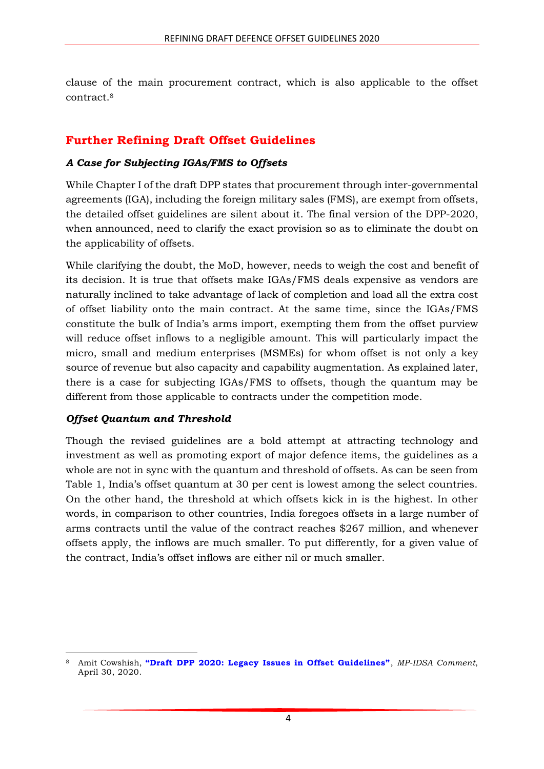clause of the main procurement contract, which is also applicable to the offset contract.[8]

## Further Refining Draft Offset Guidelines

### *A Case for Subjecting IGAs/FMS to Offsets*

While Chapter I of the draft DPP states that procurement through inter-governmental agreements (IGA), including the foreign military sales (FMS), are exempt from offsets, the detailed offset guidelines are silent about it. The final version of the DPP-2020, when announced, need to clarify the exact provision so as to eliminate the doubt on the applicability of offsets.

While clarifying the doubt, the MoD, however, needs to weigh the cost and benefit of its decision. It is true that offsets make IGAs/FMS deals expensive as vendors are naturally inclined to take advantage of lack of completion and load all the extra cost of offset liability onto the main contract. At the same time, since the IGAs/FMS constitute the bulk of India's arms import, exempting them from the offset purview will reduce offset inflows to a negligible amount. This will particularly impact the micro, small and medium enterprises (MSMEs) for whom offset is not only a key source of revenue but also capacity and capability augmentation. As explained later, there is a case for subjecting IGAs/FMS to offsets, though the quantum may be different from those applicable to contracts under the competition mode.

### *Offset Quantum and Threshold*

Though the revised guidelines are a bold attempt at attracting technology and investment as well as promoting export of major defence items, the guidelines as a whole are not in sync with the quantum and threshold of offsets. As can be seen from Table 1, India's offset quantum at 30 per cent is lowest among the select countries. On the other hand, the threshold at which offsets kick in is the highest. In other words, in comparison to other countries, India foregoes offsets in a large number of arms contracts until the value of the contract reaches $267 million, and whenever offsets apply, the inflows are much smaller. To put differently, for a given value of the contract, India's offset inflows are either nil or much smaller.

---

[8] Amit Cowshish, **"Draft DPP 2020: Legacy Issues in Offset Guidelines"**, *MP-IDSA Comment*, April 30, 2020.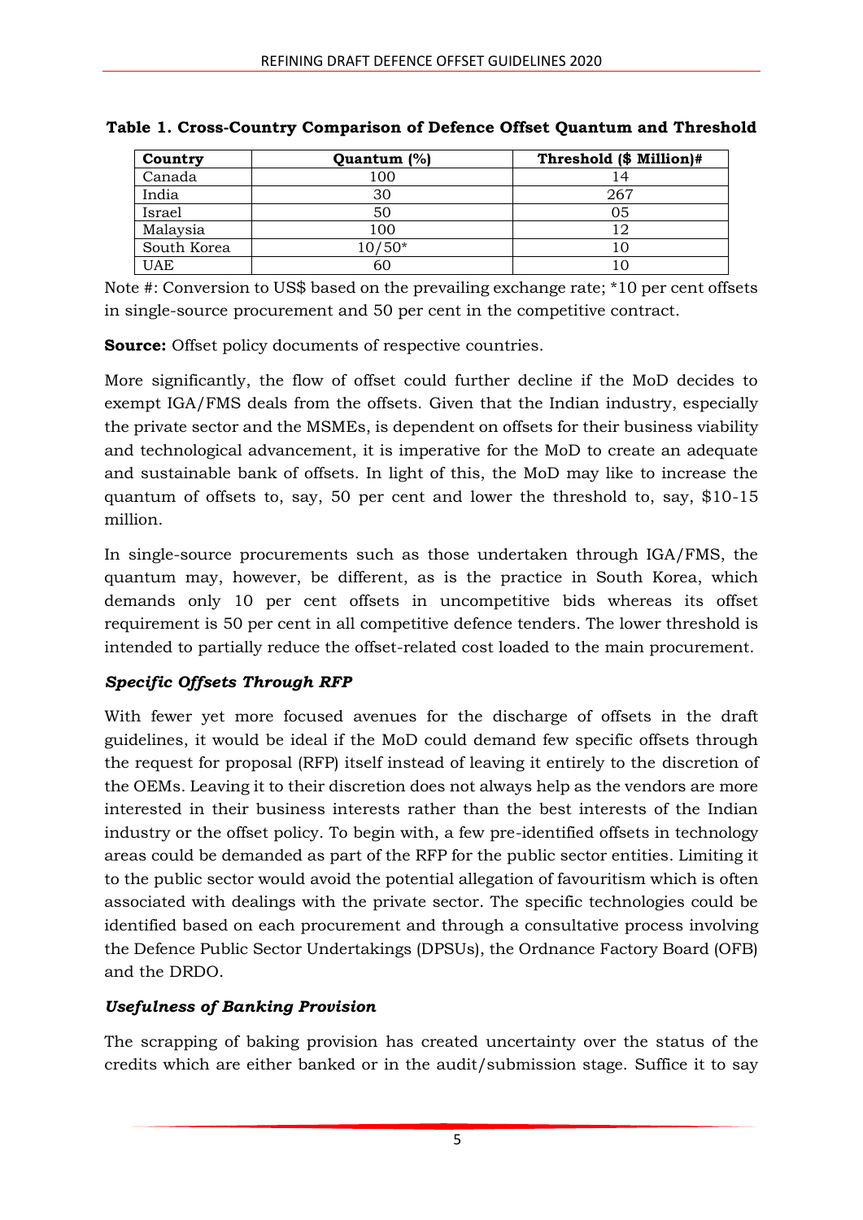**Table 1. Cross-Country Comparison of Defence Offset Quantum and Threshold**

| Country | Quantum (%) | Threshold ($ Million)# |
|---|---|---|
| Canada | 100 | 14 |
| India | 30 | 267 |
| Israel | 50 | 05 |
| Malaysia | 100 | 12 |
| South Korea | 10/50* | 10 |
| UAE | 60 | 10 |

Note #: Conversion to US$ based on the prevailing exchange rate; *10 per cent offsets in single-source procurement and 50 per cent in the competitive contract.

**Source:** Offset policy documents of respective countries.

More significantly, the flow of offset could further decline if the MoD decides to exempt IGA/FMS deals from the offsets. Given that the Indian industry, especially the private sector and the MSMEs, is dependent on offsets for their business viability and technological advancement, it is imperative for the MoD to create an adequate and sustainable bank of offsets. In light of this, the MoD may like to increase the quantum of offsets to, say, 50 per cent and lower the threshold to, say, $10-15 million.

In single-source procurements such as those undertaken through IGA/FMS, the quantum may, however, be different, as is the practice in South Korea, which demands only 10 per cent offsets in uncompetitive bids whereas its offset requirement is 50 per cent in all competitive defence tenders. The lower threshold is intended to partially reduce the offset-related cost loaded to the main procurement.

### *Specific Offsets Through RFP*

With fewer yet more focused avenues for the discharge of offsets in the draft guidelines, it would be ideal if the MoD could demand few specific offsets through the request for proposal (RFP) itself instead of leaving it entirely to the discretion of the OEMs. Leaving it to their discretion does not always help as the vendors are more interested in their business interests rather than the best interests of the Indian industry or the offset policy. To begin with, a few pre-identified offsets in technology areas could be demanded as part of the RFP for the public sector entities. Limiting it to the public sector would avoid the potential allegation of favouritism which is often associated with dealings with the private sector. The specific technologies could be identified based on each procurement and through a consultative process involving the Defence Public Sector Undertakings (DPSUs), the Ordnance Factory Board (OFB) and the DRDO.

### *Usefulness of Banking Provision*

The scrapping of baking provision has created uncertainty over the status of the credits which are either banked or in the audit/submission stage. Suffice it to say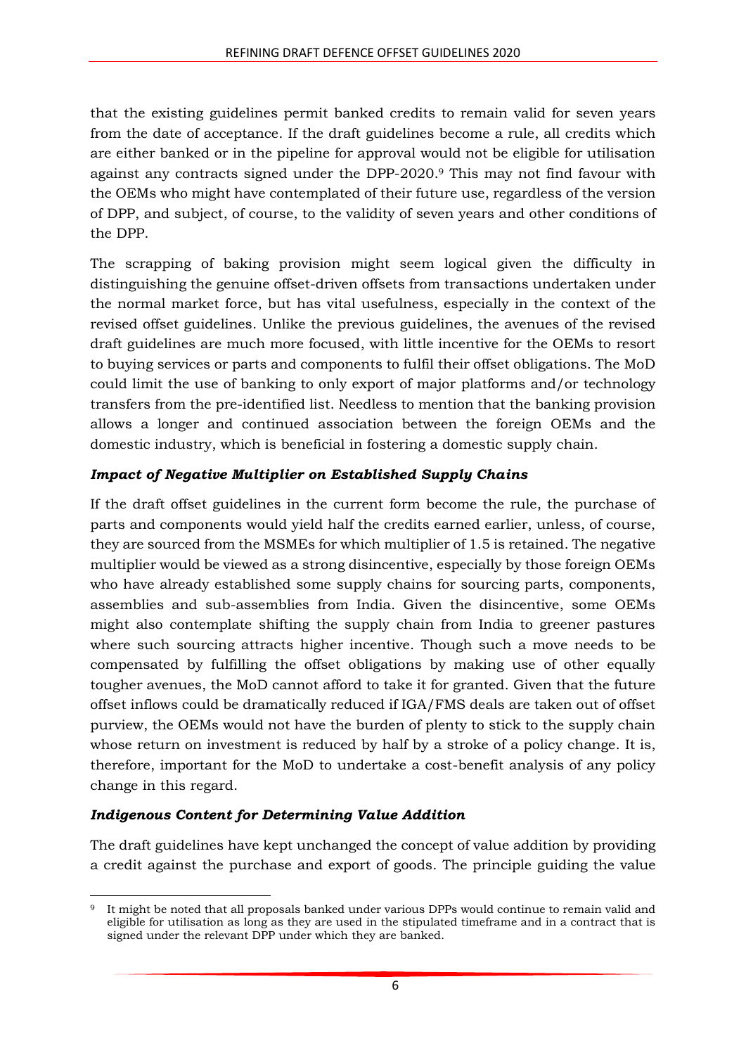that the existing guidelines permit banked credits to remain valid for seven years from the date of acceptance. If the draft guidelines become a rule, all credits which are either banked or in the pipeline for approval would not be eligible for utilisation against any contracts signed under the DPP-2020.[9] This may not find favour with the OEMs who might have contemplated of their future use, regardless of the version of DPP, and subject, of course, to the validity of seven years and other conditions of the DPP.

The scrapping of baking provision might seem logical given the difficulty in distinguishing the genuine offset-driven offsets from transactions undertaken under the normal market force, but has vital usefulness, especially in the context of the revised offset guidelines. Unlike the previous guidelines, the avenues of the revised draft guidelines are much more focused, with little incentive for the OEMs to resort to buying services or parts and components to fulfil their offset obligations. The MoD could limit the use of banking to only export of major platforms and/or technology transfers from the pre-identified list. Needless to mention that the banking provision allows a longer and continued association between the foreign OEMs and the domestic industry, which is beneficial in fostering a domestic supply chain.

### *Impact of Negative Multiplier on Established Supply Chains*

If the draft offset guidelines in the current form become the rule, the purchase of parts and components would yield half the credits earned earlier, unless, of course, they are sourced from the MSMEs for which multiplier of 1.5 is retained. The negative multiplier would be viewed as a strong disincentive, especially by those foreign OEMs who have already established some supply chains for sourcing parts, components, assemblies and sub-assemblies from India. Given the disincentive, some OEMs might also contemplate shifting the supply chain from India to greener pastures where such sourcing attracts higher incentive. Though such a move needs to be compensated by fulfilling the offset obligations by making use of other equally tougher avenues, the MoD cannot afford to take it for granted. Given that the future offset inflows could be dramatically reduced if IGA/FMS deals are taken out of offset purview, the OEMs would not have the burden of plenty to stick to the supply chain whose return on investment is reduced by half by a stroke of a policy change. It is, therefore, important for the MoD to undertake a cost-benefit analysis of any policy change in this regard.

### *Indigenous Content for Determining Value Addition*

The draft guidelines have kept unchanged the concept of value addition by providing a credit against the purchase and export of goods. The principle guiding the value

---

[9] It might be noted that all proposals banked under various DPPs would continue to remain valid and eligible for utilisation as long as they are used in the stipulated timeframe and in a contract that is signed under the relevant DPP under which they are banked.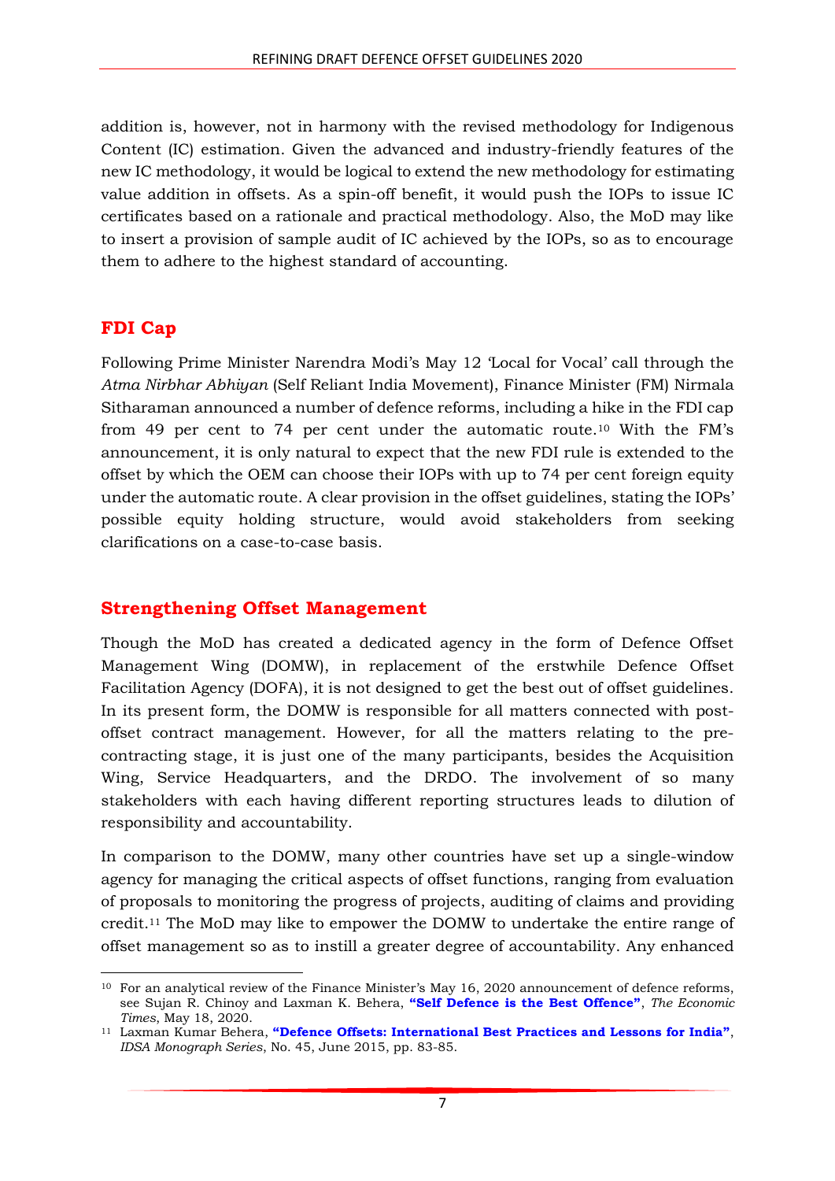addition is, however, not in harmony with the revised methodology for Indigenous Content (IC) estimation. Given the advanced and industry-friendly features of the new IC methodology, it would be logical to extend the new methodology for estimating value addition in offsets. As a spin-off benefit, it would push the IOPs to issue IC certificates based on a rationale and practical methodology. Also, the MoD may like to insert a provision of sample audit of IC achieved by the IOPs, so as to encourage them to adhere to the highest standard of accounting.

## FDI Cap

Following Prime Minister Narendra Modi's May 12 'Local for Vocal' call through the *Atma Nirbhar Abhiyan* (Self Reliant India Movement), Finance Minister (FM) Nirmala Sitharaman announced a number of defence reforms, including a hike in the FDI cap from 49 per cent to 74 per cent under the automatic route.[10] With the FM's announcement, it is only natural to expect that the new FDI rule is extended to the offset by which the OEM can choose their IOPs with up to 74 per cent foreign equity under the automatic route. A clear provision in the offset guidelines, stating the IOPs' possible equity holding structure, would avoid stakeholders from seeking clarifications on a case-to-case basis.

## Strengthening Offset Management

Though the MoD has created a dedicated agency in the form of Defence Offset Management Wing (DOMW), in replacement of the erstwhile Defence Offset Facilitation Agency (DOFA), it is not designed to get the best out of offset guidelines. In its present form, the DOMW is responsible for all matters connected with post-offset contract management. However, for all the matters relating to the pre-contracting stage, it is just one of the many participants, besides the Acquisition Wing, Service Headquarters, and the DRDO. The involvement of so many stakeholders with each having different reporting structures leads to dilution of responsibility and accountability.

In comparison to the DOMW, many other countries have set up a single-window agency for managing the critical aspects of offset functions, ranging from evaluation of proposals to monitoring the progress of projects, auditing of claims and providing credit.[11] The MoD may like to empower the DOMW to undertake the entire range of offset management so as to instill a greater degree of accountability. Any enhanced

---

[10] For an analytical review of the Finance Minister's May 16, 2020 announcement of defence reforms, see Sujan R. Chinoy and Laxman K. Behera, **"Self Defence is the Best Offence"**, *The Economic Times*, May 18, 2020.

[11] Laxman Kumar Behera, **"Defence Offsets: International Best Practices and Lessons for India"**, *IDSA Monograph Series*, No. 45, June 2015, pp. 83-85.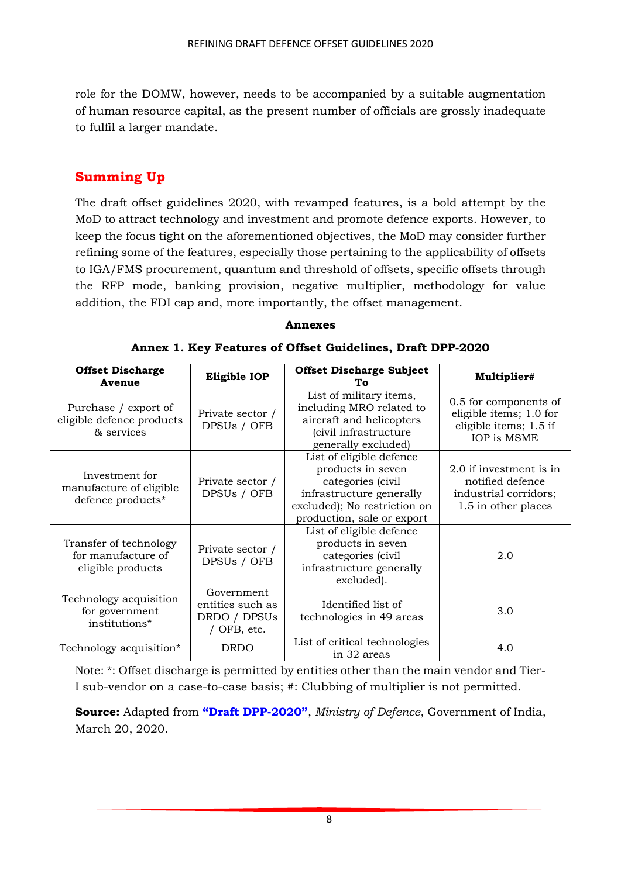role for the DOMW, however, needs to be accompanied by a suitable augmentation of human resource capital, as the present number of officials are grossly inadequate to fulfil a larger mandate.

## Summing Up

The draft offset guidelines 2020, with revamped features, is a bold attempt by the MoD to attract technology and investment and promote defence exports. However, to keep the focus tight on the aforementioned objectives, the MoD may consider further refining some of the features, especially those pertaining to the applicability of offsets to IGA/FMS procurement, quantum and threshold of offsets, specific offsets through the RFP mode, banking provision, negative multiplier, methodology for value addition, the FDI cap and, more importantly, the offset management.

**Annexes**

**Annex 1. Key Features of Offset Guidelines, Draft DPP-2020**

| Offset Discharge Avenue | Eligible IOP | Offset Discharge Subject To | Multiplier# |
|---|---|---|---|
| Purchase / export of eligible defence products & services | Private sector / DPSUs / OFB | List of military items, including MRO related to aircraft and helicopters (civil infrastructure generally excluded) | 0.5 for components of eligible items; 1.0 for eligible items; 1.5 if IOP is MSME |
| Investment for manufacture of eligible defence products* | Private sector / DPSUs / OFB | List of eligible defence products in seven categories (civil infrastructure generally excluded); No restriction on production, sale or export | 2.0 if investment is in notified defence industrial corridors; 1.5 in other places |
| Transfer of technology for manufacture of eligible products | Private sector / DPSUs / OFB | List of eligible defence products in seven categories (civil infrastructure generally excluded). | 2.0 |
| Technology acquisition for government institutions* | Government entities such as DRDO / DPSUs / OFB, etc. | Identified list of technologies in 49 areas | 3.0 |
| Technology acquisition* | DRDO | List of critical technologies in 32 areas | 4.0 |

Note: *: Offset discharge is permitted by entities other than the main vendor and Tier-I sub-vendor on a case-to-case basis; #: Clubbing of multiplier is not permitted.

**Source:** Adapted from **"Draft DPP-2020"**, *Ministry of Defence*, Government of India, March 20, 2020.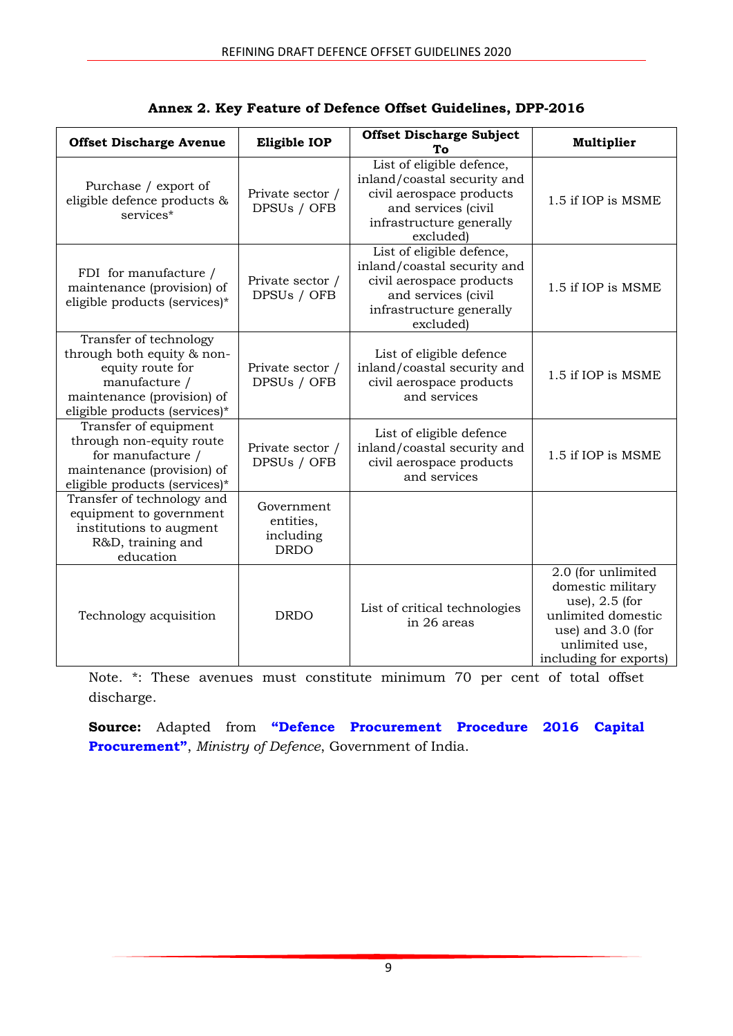**Annex 2. Key Feature of Defence Offset Guidelines, DPP-2016**

| Offset Discharge Avenue | Eligible IOP | Offset Discharge Subject To | Multiplier |
|---|---|---|---|
| Purchase / export of eligible defence products & services* | Private sector / DPSUs / OFB | List of eligible defence, inland/coastal security and civil aerospace products and services (civil infrastructure generally excluded) | 1.5 if IOP is MSME |
| FDI for manufacture / maintenance (provision) of eligible products (services)* | Private sector / DPSUs / OFB | List of eligible defence, inland/coastal security and civil aerospace products and services (civil infrastructure generally excluded) | 1.5 if IOP is MSME |
| Transfer of technology through both equity & non-equity route for manufacture / maintenance (provision) of eligible products (services)* | Private sector / DPSUs / OFB | List of eligible defence inland/coastal security and civil aerospace products and services | 1.5 if IOP is MSME |
| Transfer of equipment through non-equity route for manufacture / maintenance (provision) of eligible products (services)* | Private sector / DPSUs / OFB | List of eligible defence inland/coastal security and civil aerospace products and services | 1.5 if IOP is MSME |
| Transfer of technology and equipment to government institutions to augment R&D, training and education | Government entities, including DRDO | | |
| Technology acquisition | DRDO | List of critical technologies in 26 areas | 2.0 (for unlimited domestic military use), 2.5 (for unlimited domestic use) and 3.0 (for unlimited use, including for exports) |

Note. *: These avenues must constitute minimum 70 per cent of total offset discharge.

**Source:** Adapted from **"Defence Procurement Procedure 2016 Capital Procurement"**, *Ministry of Defence*, Government of India.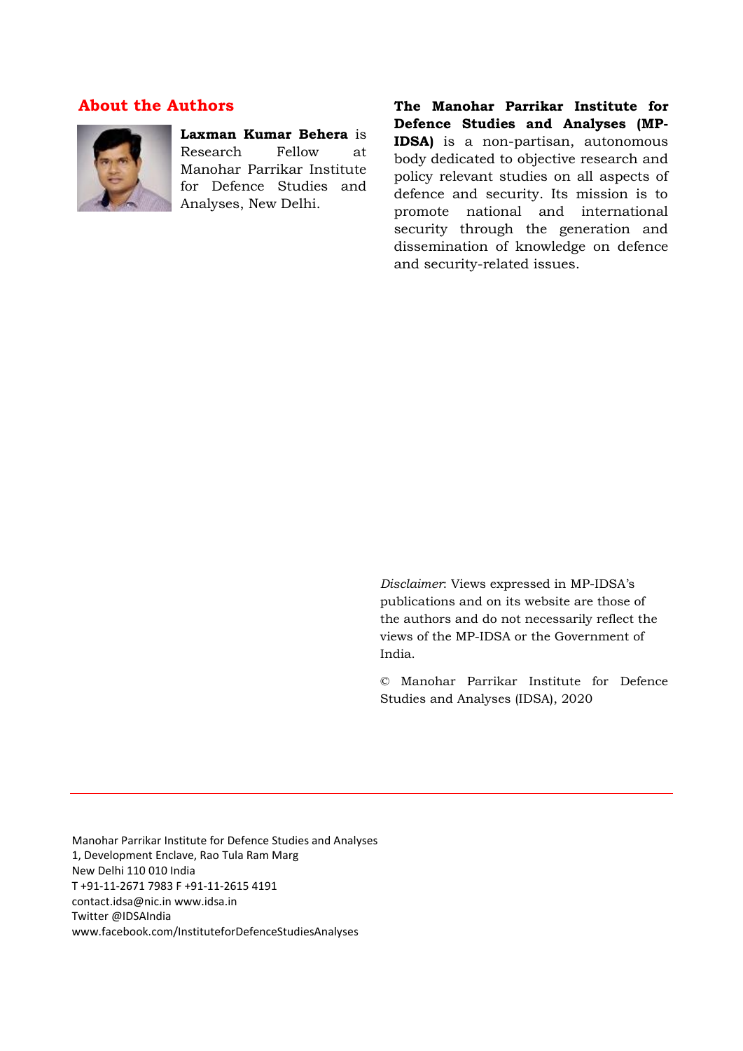## About the Authors

**Laxman Kumar Behera** is Research Fellow at Manohar Parrikar Institute for Defence Studies and Analyses, New Delhi.

**The Manohar Parrikar Institute for Defence Studies and Analyses (MP-IDSA)** is a non-partisan, autonomous body dedicated to objective research and policy relevant studies on all aspects of defence and security. Its mission is to promote national and international security through the generation and dissemination of knowledge on defence and security-related issues.

*Disclaimer*: Views expressed in MP-IDSA's publications and on its website are those of the authors and do not necessarily reflect the views of the MP-IDSA or the Government of India.

© Manohar Parrikar Institute for Defence Studies and Analyses (IDSA), 2020

Manohar Parrikar Institute for Defence Studies and Analyses
1, Development Enclave, Rao Tula Ram Marg
New Delhi 110 010 India
T +91-11-2671 7983 F +91-11-2615 4191
contact.idsa@nic.in www.idsa.in
Twitter @IDSAIndia
www.facebook.com/InstituteforDefenceStudiesAnalyses